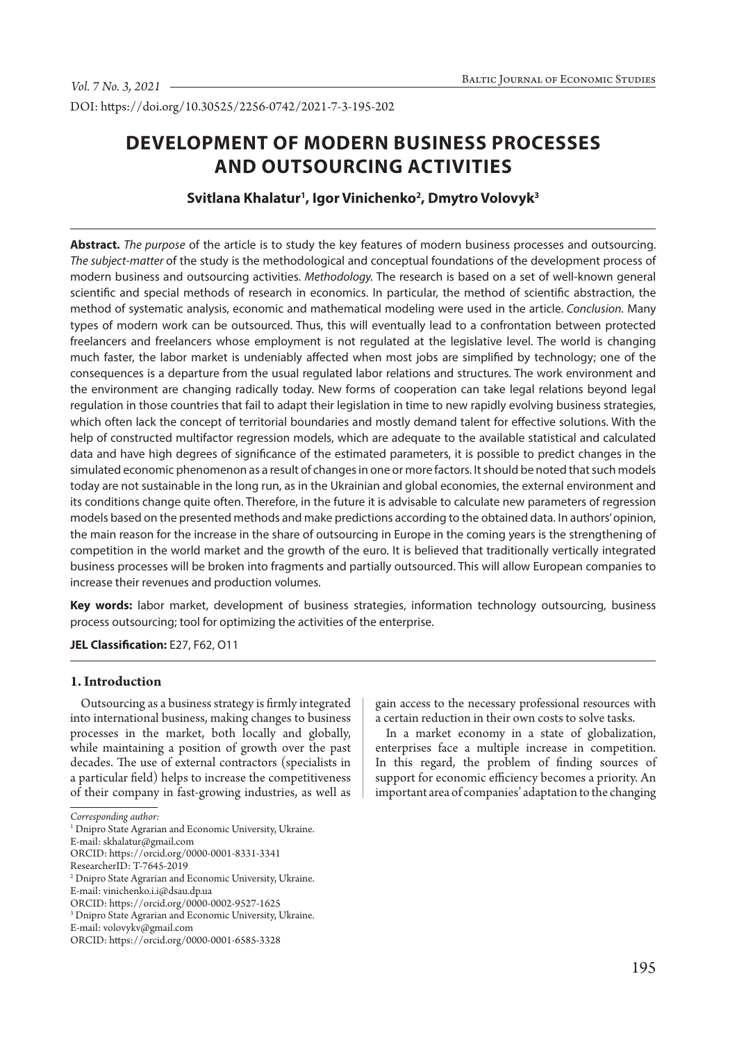DOI: https://doi.org/10.30525/2256-0742/2021-7-3-195-202

# DEVELOPMENT OF MODERN BUSINESS PROCESSES AND OUTSOURCING ACTIVITIES

**Svitlana Khalatur[1], Igor Vinichenko[2], Dmytro Volovyk[3]**

**Abstract.** *The purpose* of the article is to study the key features of modern business processes and outsourcing. *The subject-matter* of the study is the methodological and conceptual foundations of the development process of modern business and outsourcing activities. *Methodology.* The research is based on a set of well-known general scientific and special methods of research in economics. In particular, the method of scientific abstraction, the method of systematic analysis, economic and mathematical modeling were used in the article. *Conclusion.* Many types of modern work can be outsourced. Thus, this will eventually lead to a confrontation between protected freelancers and freelancers whose employment is not regulated at the legislative level. The world is changing much faster, the labor market is undeniably affected when most jobs are simplified by technology; one of the consequences is a departure from the usual regulated labor relations and structures. The work environment and the environment are changing radically today. New forms of cooperation can take legal relations beyond legal regulation in those countries that fail to adapt their legislation in time to new rapidly evolving business strategies, which often lack the concept of territorial boundaries and mostly demand talent for effective solutions. With the help of constructed multifactor regression models, which are adequate to the available statistical and calculated data and have high degrees of significance of the estimated parameters, it is possible to predict changes in the simulated economic phenomenon as a result of changes in one or more factors. It should be noted that such models today are not sustainable in the long run, as in the Ukrainian and global economies, the external environment and its conditions change quite often. Therefore, in the future it is advisable to calculate new parameters of regression models based on the presented methods and make predictions according to the obtained data. In authors' opinion, the main reason for the increase in the share of outsourcing in Europe in the coming years is the strengthening of competition in the world market and the growth of the euro. It is believed that traditionally vertically integrated business processes will be broken into fragments and partially outsourced. This will allow European companies to increase their revenues and production volumes.

**Key words:** labor market, development of business strategies, information technology outsourcing, business process outsourcing; tool for optimizing the activities of the enterprise.

**JEL Classification:** E27, F62, O11

## 1. Introduction

Outsourcing as a business strategy is firmly integrated into international business, making changes to business processes in the market, both locally and globally, while maintaining a position of growth over the past decades. The use of external contractors (specialists in a particular field) helps to increase the competitiveness of their company in fast-growing industries, as well as gain access to the necessary professional resources with a certain reduction in their own costs to solve tasks.

In a market economy in a state of globalization, enterprises face a multiple increase in competition. In this regard, the problem of finding sources of support for economic efficiency becomes a priority. An important area of companies' adaptation to the changing

---

*Corresponding author:*

[1] Dnipro State Agrarian and Economic University, Ukraine.
E-mail: skhalatur@gmail.com
ORCID: https://orcid.org/0000-0001-8331-3341
ResearcherID: T-7645-2019

[2] Dnipro State Agrarian and Economic University, Ukraine.
E-mail: vinichenko.i.i@dsau.dp.ua
ORCID: https://orcid.org/0000-0002-9527-1625

[3] Dnipro State Agrarian and Economic University, Ukraine.
E-mail: volovykv@gmail.com
ORCID: https://orcid.org/0000-0001-6585-3328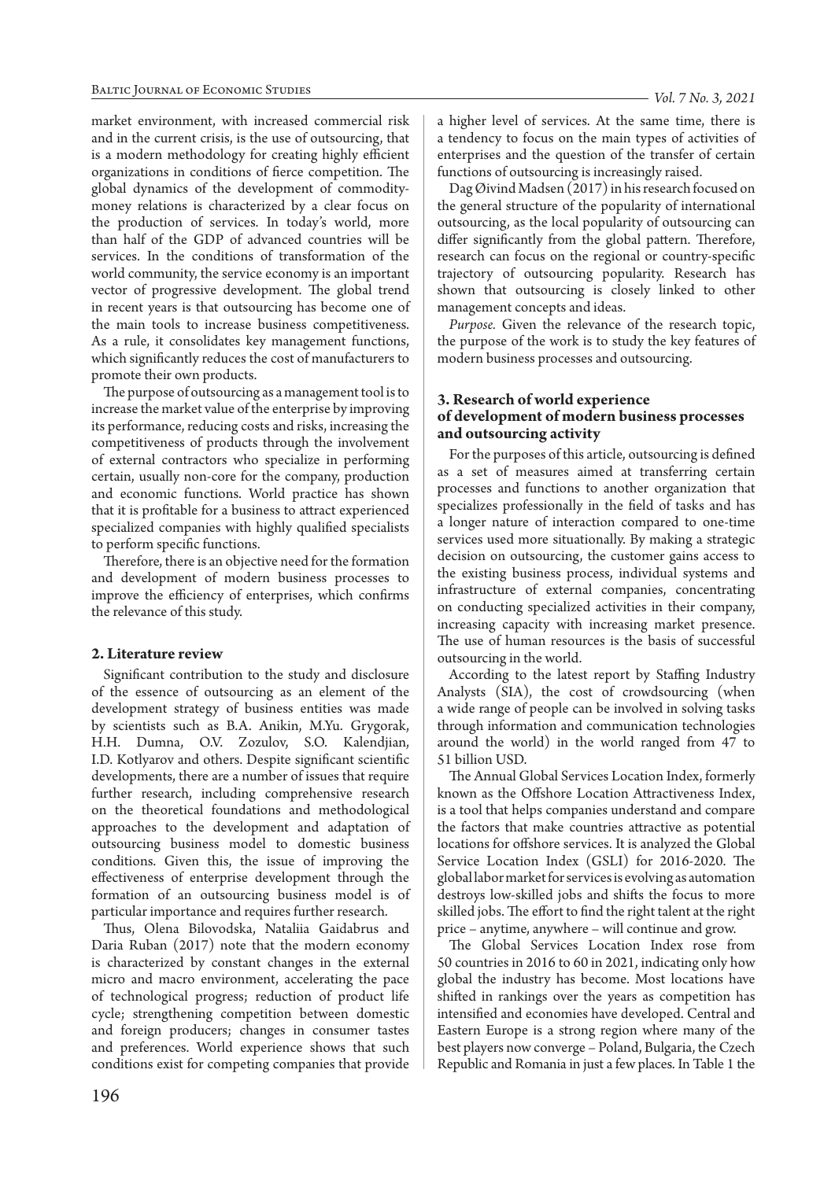market environment, with increased commercial risk and in the current crisis, is the use of outsourcing, that is a modern methodology for creating highly efficient organizations in conditions of fierce competition. The global dynamics of the development of commodity-money relations is characterized by a clear focus on the production of services. In today's world, more than half of the GDP of advanced countries will be services. In the conditions of transformation of the world community, the service economy is an important vector of progressive development. The global trend in recent years is that outsourcing has become one of the main tools to increase business competitiveness. As a rule, it consolidates key management functions, which significantly reduces the cost of manufacturers to promote their own products.

The purpose of outsourcing as a management tool is to increase the market value of the enterprise by improving its performance, reducing costs and risks, increasing the competitiveness of products through the involvement of external contractors who specialize in performing certain, usually non-core for the company, production and economic functions. World practice has shown that it is profitable for a business to attract experienced specialized companies with highly qualified specialists to perform specific functions.

Therefore, there is an objective need for the formation and development of modern business processes to improve the efficiency of enterprises, which confirms the relevance of this study.

## 2. Literature review

Significant contribution to the study and disclosure of the essence of outsourcing as an element of the development strategy of business entities was made by scientists such as B.A. Anikin, M.Yu. Grygorak, H.H. Dumna, O.V. Zozulov, S.O. Kalendjian, I.D. Kotlyarov and others. Despite significant scientific developments, there are a number of issues that require further research, including comprehensive research on the theoretical foundations and methodological approaches to the development and adaptation of outsourcing business model to domestic business conditions. Given this, the issue of improving the effectiveness of enterprise development through the formation of an outsourcing business model is of particular importance and requires further research.

Thus, Olena Bilovodska, Nataliia Gaidabrus and Daria Ruban (2017) note that the modern economy is characterized by constant changes in the external micro and macro environment, accelerating the pace of technological progress; reduction of product life cycle; strengthening competition between domestic and foreign producers; changes in consumer tastes and preferences. World experience shows that such conditions exist for competing companies that provide a higher level of services. At the same time, there is a tendency to focus on the main types of activities of enterprises and the question of the transfer of certain functions of outsourcing is increasingly raised.

Dag Øivind Madsen (2017) in his research focused on the general structure of the popularity of international outsourcing, as the local popularity of outsourcing can differ significantly from the global pattern. Therefore, research can focus on the regional or country-specific trajectory of outsourcing popularity. Research has shown that outsourcing is closely linked to other management concepts and ideas.

*Purpose.* Given the relevance of the research topic, the purpose of the work is to study the key features of modern business processes and outsourcing.

## 3. Research of world experience of development of modern business processes and outsourcing activity

For the purposes of this article, outsourcing is defined as a set of measures aimed at transferring certain processes and functions to another organization that specializes professionally in the field of tasks and has a longer nature of interaction compared to one-time services used more situationally. By making a strategic decision on outsourcing, the customer gains access to the existing business process, individual systems and infrastructure of external companies, concentrating on conducting specialized activities in their company, increasing capacity with increasing market presence. The use of human resources is the basis of successful outsourcing in the world.

According to the latest report by Staffing Industry Analysts (SIA), the cost of crowdsourcing (when a wide range of people can be involved in solving tasks through information and communication technologies around the world) in the world ranged from 47 to 51 billion USD.

The Annual Global Services Location Index, formerly known as the Offshore Location Attractiveness Index, is a tool that helps companies understand and compare the factors that make countries attractive as potential locations for offshore services. It is analyzed the Global Service Location Index (GSLI) for 2016-2020. The global labor market for services is evolving as automation destroys low-skilled jobs and shifts the focus to more skilled jobs. The effort to find the right talent at the right price – anytime, anywhere – will continue and grow.

The Global Services Location Index rose from 50 countries in 2016 to 60 in 2021, indicating only how global the industry has become. Most locations have shifted in rankings over the years as competition has intensified and economies have developed. Central and Eastern Europe is a strong region where many of the best players now converge – Poland, Bulgaria, the Czech Republic and Romania in just a few places. In Table 1 the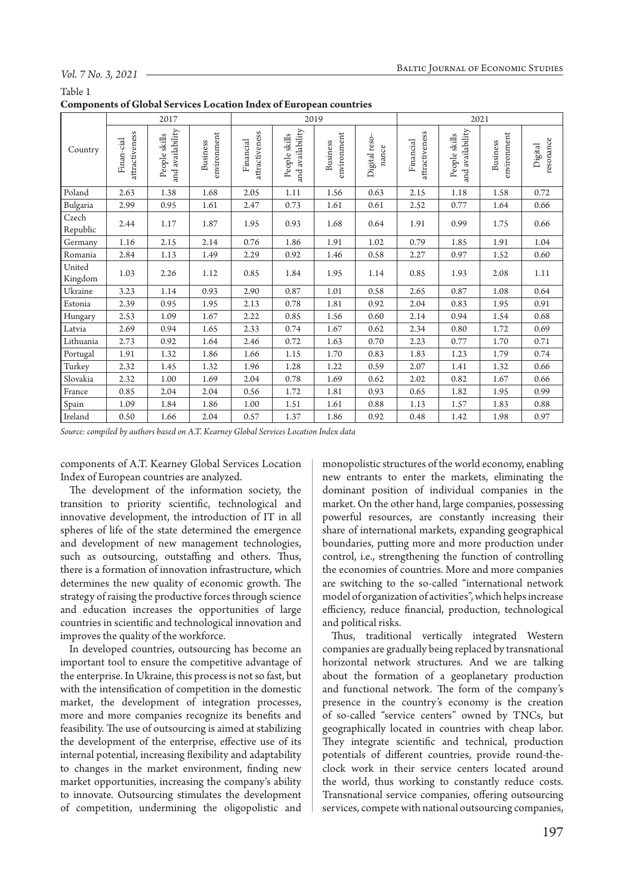Table 1
**Components of Global Services Location Index of European countries**

| Country | 2017 | | | 2019 | | | | 2021 | | | |
|---|---|---|---|---|---|---|---|---|---|---|---|
| | Finan-cial attractiveness | People skills and availability | Business environment | Financial attractiveness | People skills and availability | Business environment | Digital reso-nance | Financial attractiveness | People skills and availability | Business environment | Digital resonance |
| Poland | 2.63 | 1.38 | 1.68 | 2.05 | 1.11 | 1.56 | 0.63 | 2.15 | 1.18 | 1.58 | 0.72 |
| Bulgaria | 2.99 | 0.95 | 1.61 | 2.47 | 0.73 | 1.61 | 0.61 | 2.52 | 0.77 | 1.64 | 0.66 |
| Czech Republic | 2.44 | 1.17 | 1.87 | 1.95 | 0.93 | 1.68 | 0.64 | 1.91 | 0.99 | 1.75 | 0.66 |
| Germany | 1.16 | 2.15 | 2.14 | 0.76 | 1.86 | 1.91 | 1.02 | 0.79 | 1.85 | 1.91 | 1.04 |
| Romania | 2.84 | 1.13 | 1.49 | 2.29 | 0.92 | 1.46 | 0.58 | 2.27 | 0.97 | 1.52 | 0.60 |
| United Kingdom | 1.03 | 2.26 | 1.12 | 0.85 | 1.84 | 1.95 | 1.14 | 0.85 | 1.93 | 2.08 | 1.11 |
| Ukraine | 3.23 | 1.14 | 0.93 | 2.90 | 0.87 | 1.01 | 0.58 | 2.65 | 0.87 | 1.08 | 0.64 |
| Estonia | 2.39 | 0.95 | 1.95 | 2.13 | 0.78 | 1.81 | 0.92 | 2.04 | 0.83 | 1.95 | 0.91 |
| Hungary | 2.53 | 1.09 | 1.67 | 2.22 | 0.85 | 1.56 | 0.60 | 2.14 | 0.94 | 1.54 | 0.68 |
| Latvia | 2.69 | 0.94 | 1.65 | 2.33 | 0.74 | 1.67 | 0.62 | 2.34 | 0.80 | 1.72 | 0.69 |
| Lithuania | 2.73 | 0.92 | 1.64 | 2.46 | 0.72 | 1.63 | 0.70 | 2.23 | 0.77 | 1.70 | 0.71 |
| Portugal | 1.91 | 1.32 | 1.86 | 1.66 | 1.15 | 1.70 | 0.83 | 1.83 | 1.23 | 1.79 | 0.74 |
| Turkey | 2.32 | 1.45 | 1.32 | 1.96 | 1.28 | 1.22 | 0.59 | 2.07 | 1.41 | 1.32 | 0.66 |
| Slovakia | 2.32 | 1.00 | 1.69 | 2.04 | 0.78 | 1.69 | 0.62 | 2.02 | 0.82 | 1.67 | 0.66 |
| France | 0.85 | 2.04 | 2.04 | 0.56 | 1.72 | 1.81 | 0.93 | 0.65 | 1.82 | 1.95 | 0.99 |
| Spain | 1.09 | 1.84 | 1.86 | 1.00 | 1.51 | 1.61 | 0.88 | 1.13 | 1.57 | 1.83 | 0.88 |
| Ireland | 0.50 | 1.66 | 2.04 | 0.57 | 1.37 | 1.86 | 0.92 | 0.48 | 1.42 | 1.98 | 0.97 |

*Source: compiled by authors based on A.T. Kearney Global Services Location Index data*

components of A.T. Kearney Global Services Location Index of European countries are analyzed.

The development of the information society, the transition to priority scientific, technological and innovative development, the introduction of IT in all spheres of life of the state determined the emergence and development of new management technologies, such as outsourcing, outstaffing and others. Thus, there is a formation of innovation infrastructure, which determines the new quality of economic growth. The strategy of raising the productive forces through science and education increases the opportunities of large countries in scientific and technological innovation and improves the quality of the workforce.

In developed countries, outsourcing has become an important tool to ensure the competitive advantage of the enterprise. In Ukraine, this process is not so fast, but with the intensification of competition in the domestic market, the development of integration processes, more and more companies recognize its benefits and feasibility. The use of outsourcing is aimed at stabilizing the development of the enterprise, effective use of its internal potential, increasing flexibility and adaptability to changes in the market environment, finding new market opportunities, increasing the company's ability to innovate. Outsourcing stimulates the development of competition, undermining the oligopolistic and monopolistic structures of the world economy, enabling new entrants to enter the markets, eliminating the dominant position of individual companies in the market. On the other hand, large companies, possessing powerful resources, are constantly increasing their share of international markets, expanding geographical boundaries, putting more and more production under control, i.e., strengthening the function of controlling the economies of countries. More and more companies are switching to the so-called "international network model of organization of activities", which helps increase efficiency, reduce financial, production, technological and political risks.

Thus, traditional vertically integrated Western companies are gradually being replaced by transnational horizontal network structures. And we are talking about the formation of a geoplanetary production and functional network. The form of the company's presence in the country's economy is the creation of so-called "service centers" owned by TNCs, but geographically located in countries with cheap labor. They integrate scientific and technical, production potentials of different countries, provide round-the-clock work in their service centers located around the world, thus working to constantly reduce costs. Transnational service companies, offering outsourcing services, compete with national outsourcing companies,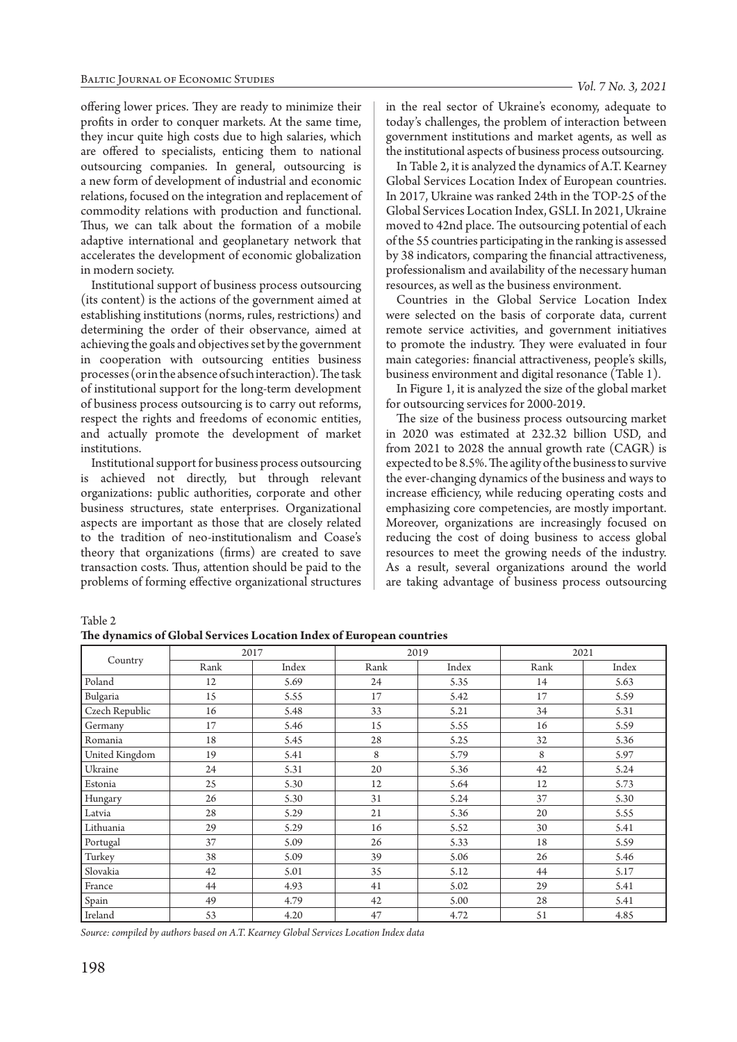offering lower prices. They are ready to minimize their profits in order to conquer markets. At the same time, they incur quite high costs due to high salaries, which are offered to specialists, enticing them to national outsourcing companies. In general, outsourcing is a new form of development of industrial and economic relations, focused on the integration and replacement of commodity relations with production and functional. Thus, we can talk about the formation of a mobile adaptive international and geoplanetary network that accelerates the development of economic globalization in modern society.

Institutional support of business process outsourcing (its content) is the actions of the government aimed at establishing institutions (norms, rules, restrictions) and determining the order of their observance, aimed at achieving the goals and objectives set by the government in cooperation with outsourcing entities business processes (or in the absence of such interaction). The task of institutional support for the long-term development of business process outsourcing is to carry out reforms, respect the rights and freedoms of economic entities, and actually promote the development of market institutions.

Institutional support for business process outsourcing is achieved not directly, but through relevant organizations: public authorities, corporate and other business structures, state enterprises. Organizational aspects are important as those that are closely related to the tradition of neo-institutionalism and Coase's theory that organizations (firms) are created to save transaction costs. Thus, attention should be paid to the problems of forming effective organizational structures in the real sector of Ukraine's economy, adequate to today's challenges, the problem of interaction between government institutions and market agents, as well as the institutional aspects of business process outsourcing.

In Table 2, it is analyzed the dynamics of A.T. Kearney Global Services Location Index of European countries. In 2017, Ukraine was ranked 24th in the TOP-25 of the Global Services Location Index, GSLI. In 2021, Ukraine moved to 42nd place. The outsourcing potential of each of the 55 countries participating in the ranking is assessed by 38 indicators, comparing the financial attractiveness, professionalism and availability of the necessary human resources, as well as the business environment.

Countries in the Global Service Location Index were selected on the basis of corporate data, current remote service activities, and government initiatives to promote the industry. They were evaluated in four main categories: financial attractiveness, people's skills, business environment and digital resonance (Table 1).

In Figure 1, it is analyzed the size of the global market for outsourcing services for 2000-2019.

The size of the business process outsourcing market in 2020 was estimated at 232.32 billion USD, and from 2021 to 2028 the annual growth rate (CAGR) is expected to be 8.5%. The agility of the business to survive the ever-changing dynamics of the business and ways to increase efficiency, while reducing operating costs and emphasizing core competencies, are mostly important. Moreover, organizations are increasingly focused on reducing the cost of doing business to access global resources to meet the growing needs of the industry. As a result, several organizations around the world are taking advantage of business process outsourcing

Table 2
**The dynamics of Global Services Location Index of European countries**

| Country | 2017 | | 2019 | | 2021 | |
|---|---|---|---|---|---|---|
| | Rank | Index | Rank | Index | Rank | Index |
| Poland | 12 | 5.69 | 24 | 5.35 | 14 | 5.63 |
| Bulgaria | 15 | 5.55 | 17 | 5.42 | 17 | 5.59 |
| Czech Republic | 16 | 5.48 | 33 | 5.21 | 34 | 5.31 |
| Germany | 17 | 5.46 | 15 | 5.55 | 16 | 5.59 |
| Romania | 18 | 5.45 | 28 | 5.25 | 32 | 5.36 |
| United Kingdom | 19 | 5.41 | 8 | 5.79 | 8 | 5.97 |
| Ukraine | 24 | 5.31 | 20 | 5.36 | 42 | 5.24 |
| Estonia | 25 | 5.30 | 12 | 5.64 | 12 | 5.73 |
| Hungary | 26 | 5.30 | 31 | 5.24 | 37 | 5.30 |
| Latvia | 28 | 5.29 | 21 | 5.36 | 20 | 5.55 |
| Lithuania | 29 | 5.29 | 16 | 5.52 | 30 | 5.41 |
| Portugal | 37 | 5.09 | 26 | 5.33 | 18 | 5.59 |
| Turkey | 38 | 5.09 | 39 | 5.06 | 26 | 5.46 |
| Slovakia | 42 | 5.01 | 35 | 5.12 | 44 | 5.17 |
| France | 44 | 4.93 | 41 | 5.02 | 29 | 5.41 |
| Spain | 49 | 4.79 | 42 | 5.00 | 28 | 5.41 |
| Ireland | 53 | 4.20 | 47 | 4.72 | 51 | 4.85 |

*Source: compiled by authors based on A.T. Kearney Global Services Location Index data*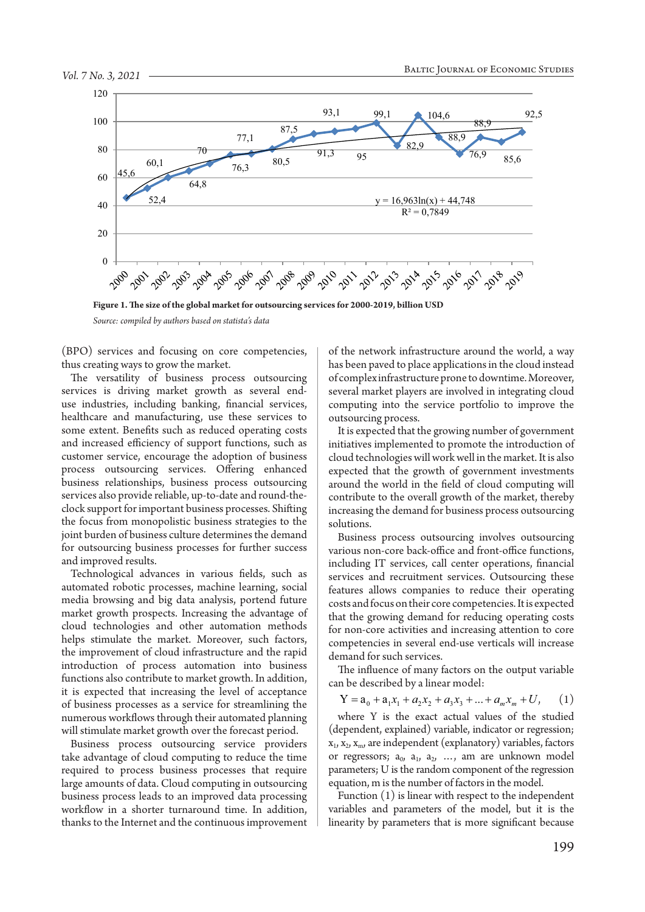Figure 1. **The size of the global market for outsourcing services for 2000-2019, billion USD**

*Source: compiled by authors based on statista's data*

(BPO) services and focusing on core competencies, thus creating ways to grow the market.

The versatility of business process outsourcing services is driving market growth as several end-use industries, including banking, financial services, healthcare and manufacturing, use these services to some extent. Benefits such as reduced operating costs and increased efficiency of support functions, such as customer service, encourage the adoption of business process outsourcing services. Offering enhanced business relationships, business process outsourcing services also provide reliable, up-to-date and round-the-clock support for important business processes. Shifting the focus from monopolistic business strategies to the joint burden of business culture determines the demand for outsourcing business processes for further success and improved results.

Technological advances in various fields, such as automated robotic processes, machine learning, social media browsing and big data analysis, portend future market growth prospects. Increasing the advantage of cloud technologies and other automation methods helps stimulate the market. Moreover, such factors, the improvement of cloud infrastructure and the rapid introduction of process automation into business functions also contribute to market growth. In addition, it is expected that increasing the level of acceptance of business processes as a service for streamlining the numerous workflows through their automated planning will stimulate market growth over the forecast period.

Business process outsourcing service providers take advantage of cloud computing to reduce the time required to process business processes that require large amounts of data. Cloud computing in outsourcing business process leads to an improved data processing workflow in a shorter turnaround time. In addition, thanks to the Internet and the continuous improvement of the network infrastructure around the world, a way has been paved to place applications in the cloud instead of complex infrastructure prone to downtime. Moreover, several market players are involved in integrating cloud computing into the service portfolio to improve the outsourcing process.

It is expected that the growing number of government initiatives implemented to promote the introduction of cloud technologies will work well in the market. It is also expected that the growth of government investments around the world in the field of cloud computing will contribute to the overall growth of the market, thereby increasing the demand for business process outsourcing solutions.

Business process outsourcing involves outsourcing various non-core back-office and front-office functions, including IT services, call center operations, financial services and recruitment services. Outsourcing these features allows companies to reduce their operating costs and focus on their core competencies. It is expected that the growing demand for reducing operating costs for non-core activities and increasing attention to core competencies in several end-use verticals will increase demand for such services.

The influence of many factors on the output variable can be described by a linear model:

$$Y = a_0 + a_1x_1 + a_2x_2 + a_3x_3 + \ldots + a_mx_m + U, \quad (1)$$

where Y is the exact actual values of the studied (dependent, explained) variable, indicator or regression; $x_1$, $x_2$, $x_m$, are independent (explanatory) variables, factors or regressors; $a_0$, $a_1$, $a_2$, …, am are unknown model parameters; U is the random component of the regression equation, m is the number of factors in the model.

Function (1) is linear with respect to the independent variables and parameters of the model, but it is the linearity by parameters that is more significant because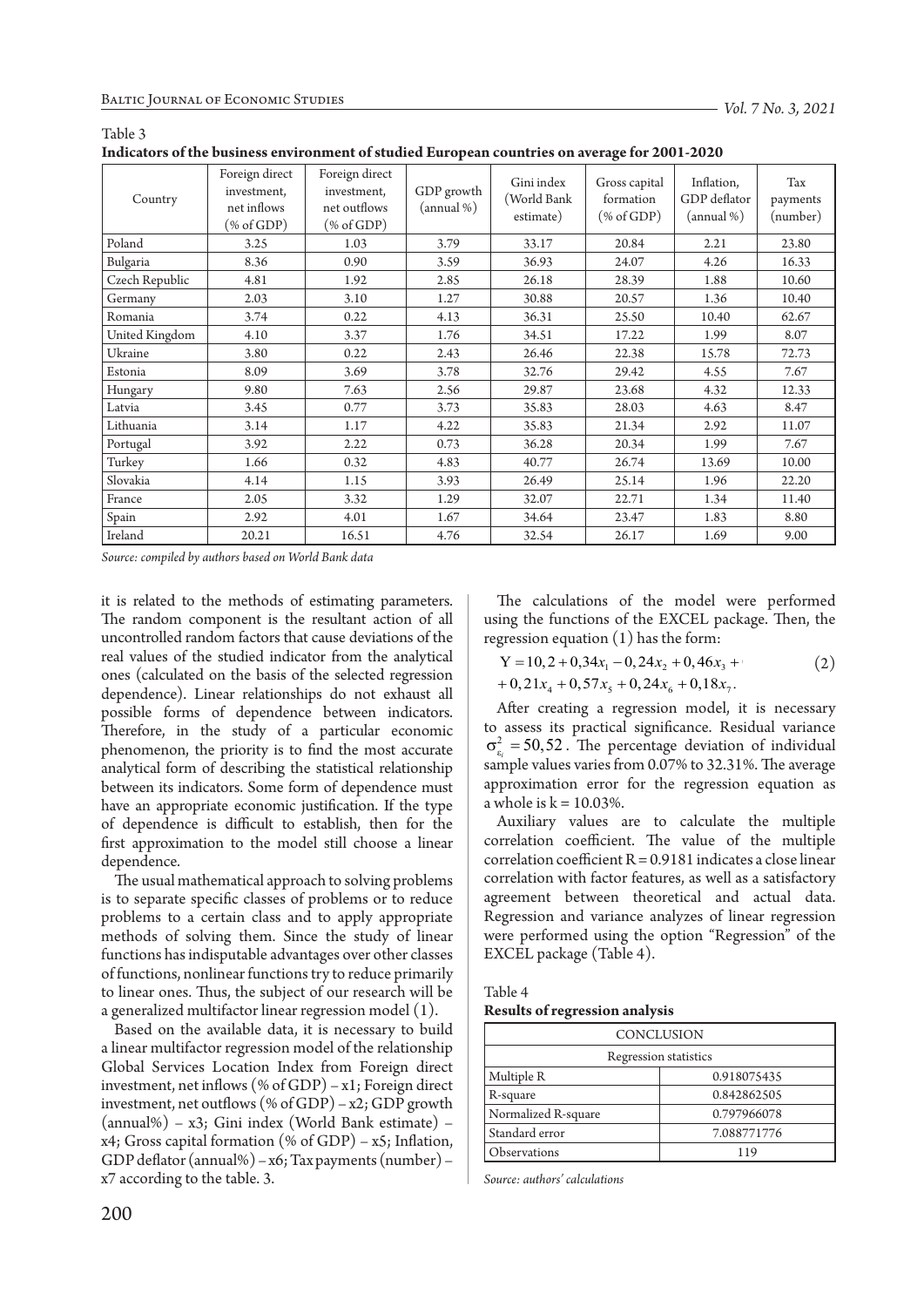Table 3

**Indicators of the business environment of studied European countries on average for 2001-2020**

| Country | Foreign direct investment, net inflows (% of GDP) | Foreign direct investment, net outflows (% of GDP) | GDP growth (annual %) | Gini index (World Bank estimate) | Gross capital formation (% of GDP) | Inflation, GDP deflator (annual %) | Tax payments (number) |
|---|---|---|---|---|---|---|---|
| Poland | 3.25 | 1.03 | 3.79 | 33.17 | 20.84 | 2.21 | 23.80 |
| Bulgaria | 8.36 | 0.90 | 3.59 | 36.93 | 24.07 | 4.26 | 16.33 |
| Czech Republic | 4.81 | 1.92 | 2.85 | 26.18 | 28.39 | 1.88 | 10.60 |
| Germany | 2.03 | 3.10 | 1.27 | 30.88 | 20.57 | 1.36 | 10.40 |
| Romania | 3.74 | 0.22 | 4.13 | 36.31 | 25.50 | 10.40 | 62.67 |
| United Kingdom | 4.10 | 3.37 | 1.76 | 34.51 | 17.22 | 1.99 | 8.07 |
| Ukraine | 3.80 | 0.22 | 2.43 | 26.46 | 22.38 | 15.78 | 72.73 |
| Estonia | 8.09 | 3.69 | 3.78 | 32.76 | 29.42 | 4.55 | 7.67 |
| Hungary | 9.80 | 7.63 | 2.56 | 29.87 | 23.68 | 4.32 | 12.33 |
| Latvia | 3.45 | 0.77 | 3.73 | 35.83 | 28.03 | 4.63 | 8.47 |
| Lithuania | 3.14 | 1.17 | 4.22 | 35.83 | 21.34 | 2.92 | 11.07 |
| Portugal | 3.92 | 2.22 | 0.73 | 36.28 | 20.34 | 1.99 | 7.67 |
| Turkey | 1.66 | 0.32 | 4.83 | 40.77 | 26.74 | 13.69 | 10.00 |
| Slovakia | 4.14 | 1.15 | 3.93 | 26.49 | 25.14 | 1.96 | 22.20 |
| France | 2.05 | 3.32 | 1.29 | 32.07 | 22.71 | 1.34 | 11.40 |
| Spain | 2.92 | 4.01 | 1.67 | 34.64 | 23.47 | 1.83 | 8.80 |
| Ireland | 20.21 | 16.51 | 4.76 | 32.54 | 26.17 | 1.69 | 9.00 |

*Source: compiled by authors based on World Bank data*

it is related to the methods of estimating parameters. The random component is the resultant action of all uncontrolled random factors that cause deviations of the real values of the studied indicator from the analytical ones (calculated on the basis of the selected regression dependence). Linear relationships do not exhaust all possible forms of dependence between indicators. Therefore, in the study of a particular economic phenomenon, the priority is to find the most accurate analytical form of describing the statistical relationship between its indicators. Some form of dependence must have an appropriate economic justification. If the type of dependence is difficult to establish, then for the first approximation to the model still choose a linear dependence.

The usual mathematical approach to solving problems is to separate specific classes of problems or to reduce problems to a certain class and to apply appropriate methods of solving them. Since the study of linear functions has indisputable advantages over other classes of functions, nonlinear functions try to reduce primarily to linear ones. Thus, the subject of our research will be a generalized multifactor linear regression model (1).

Based on the available data, it is necessary to build a linear multifactor regression model of the relationship Global Services Location Index from Foreign direct investment, net inflows (% of GDP) – x1; Foreign direct investment, net outflows (% of GDP) – x2; GDP growth (annual%) – x3; Gini index (World Bank estimate) – x4; Gross capital formation (% of GDP) – x5; Inflation, GDP deflator (annual%) – x6; Tax payments (number) – x7 according to the table. 3.

The calculations of the model were performed using the functions of the EXCEL package. Then, the regression equation (1) has the form:

$$Y = 10,2 + 0,34x_1 - 0,24x_2 + 0,46x_3 + 0,21x_4 + 0,57x_5 + 0,24x_6 + 0,18x_7. \quad (2)$$

After creating a regression model, it is necessary to assess its practical significance. Residual variance $\sigma^2_{\varepsilon_i} = 50,52$. The percentage deviation of individual sample values varies from 0.07% to 32.31%. The average approximation error for the regression equation as a whole is k = 10.03%.

Auxiliary values are to calculate the multiple correlation coefficient. The value of the multiple correlation coefficient R = 0.9181 indicates a close linear correlation with factor features, as well as a satisfactory agreement between theoretical and actual data. Regression and variance analyzes of linear regression were performed using the option "Regression" of the EXCEL package (Table 4).

Table 4

**Results of regression analysis**

| CONCLUSION | |
|---|---|
| Regression statistics | |
| Multiple R | 0.918075435 |
| R-square | 0.842862505 |
| Normalized R-square | 0.797966078 |
| Standard error | 7.088771776 |
| Observations | 119 |

*Source: authors' calculations*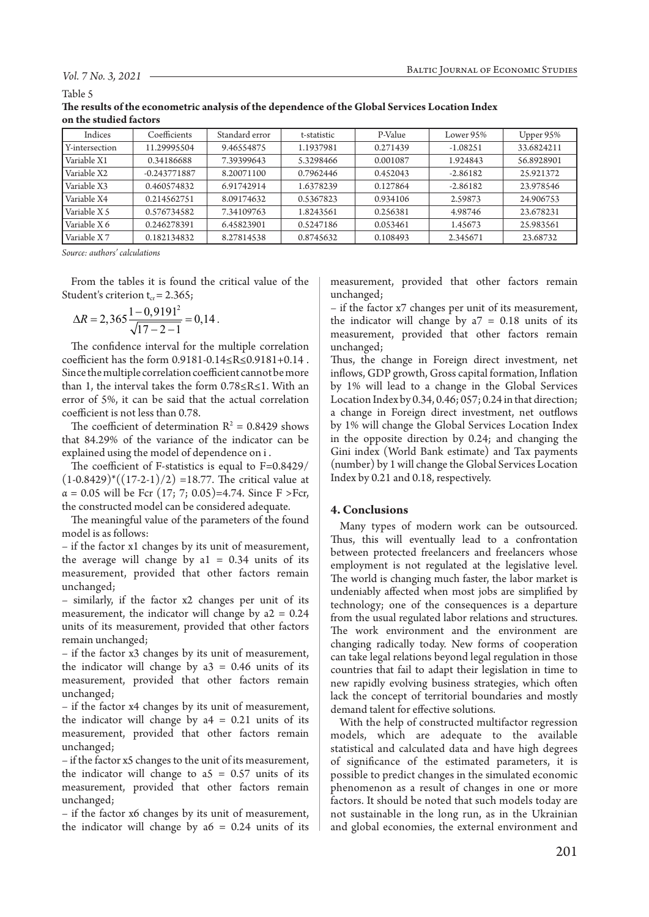Table 5

**The results of the econometric analysis of the dependence of the Global Services Location Index on the studied factors**

| Indices | Coefficients | Standard error | t-statistic | P-Value | Lower 95% | Upper 95% |
|---|---|---|---|---|---|---|
| Y-intersection | 11.29995504 | 9.46554875 | 1.1937981 | 0.271439 | -1.08251 | 33.6824211 |
| Variable X1 | 0.34186688 | 7.39399643 | 5.3298466 | 0.001087 | 1.924843 | 56.8928901 |
| Variable X2 | -0.243771887 | 8.20071100 | 0.7962446 | 0.452043 | -2.86182 | 25.921372 |
| Variable X3 | 0.460574832 | 6.91742914 | 1.6378239 | 0.127864 | -2.86182 | 23.978546 |
| Variable X4 | 0.214562751 | 8.09174632 | 0.5367823 | 0.934106 | 2.59873 | 24.906753 |
| Variable X 5 | 0.576734582 | 7.34109763 | 1.8243561 | 0.256381 | 4.98746 | 23.678231 |
| Variable X 6 | 0.246278391 | 6.45823901 | 0.5247186 | 0.053461 | 1.45673 | 25.983561 |
| Variable X 7 | 0.182134832 | 8.27814538 | 0.8745632 | 0.108493 | 2.345671 | 23.68732 |

*Source: authors' calculations*

From the tables it is found the critical value of the Student's criterion $t_{cr} = 2.365$;

$$\Delta R = 2,365\frac{1-0,9191^2}{\sqrt{17-2-1}} = 0,14.$$

The confidence interval for the multiple correlation coefficient has the form $0.9181\text{-}0.14 \leq R \leq 0.9181\text{+}0.14$. Since the multiple correlation coefficient cannot be more than 1, the interval takes the form $0.78 \leq R \leq 1$. With an error of 5%, it can be said that the actual correlation coefficient is not less than 0.78.

The coefficient of determination $R^2 = 0.8429$ shows that 84.29% of the variance of the indicator can be explained using the model of dependence on i.

The coefficient of F-statistics is equal to $F=0.8429/(1\text{-}0.8429)^*((17\text{-}2\text{-}1)/2) = 18.77$. The critical value at $\alpha = 0.05$ will be Fcr $(17; 7; 0.05)=4.74$. Since F >Fcr, the constructed model can be considered adequate.

The meaningful value of the parameters of the found model is as follows:

– if the factor x1 changes by its unit of measurement, the average will change by a1 = 0.34 units of its measurement, provided that other factors remain unchanged;

– similarly, if the factor x2 changes per unit of its measurement, the indicator will change by a2 = 0.24 units of its measurement, provided that other factors remain unchanged;

– if the factor x3 changes by its unit of measurement, the indicator will change by a3 = 0.46 units of its measurement, provided that other factors remain unchanged;

– if the factor x4 changes by its unit of measurement, the indicator will change by a4 = 0.21 units of its measurement, provided that other factors remain unchanged;

– if the factor x5 changes to the unit of its measurement, the indicator will change to a5 = 0.57 units of its measurement, provided that other factors remain unchanged;

– if the factor x6 changes by its unit of measurement, the indicator will change by a6 = 0.24 units of its measurement, provided that other factors remain unchanged;

– if the factor x7 changes per unit of its measurement, the indicator will change by a7 = 0.18 units of its measurement, provided that other factors remain unchanged;

Thus, the change in Foreign direct investment, net inflows, GDP growth, Gross capital formation, Inflation by 1% will lead to a change in the Global Services Location Index by 0.34, 0.46; 057; 0.24 in that direction; a change in Foreign direct investment, net outflows by 1% will change the Global Services Location Index in the opposite direction by 0.24; and changing the Gini index (World Bank estimate) and Tax payments (number) by 1 will change the Global Services Location Index by 0.21 and 0.18, respectively.

## 4. Conclusions

Many types of modern work can be outsourced. Thus, this will eventually lead to a confrontation between protected freelancers and freelancers whose employment is not regulated at the legislative level. The world is changing much faster, the labor market is undeniably affected when most jobs are simplified by technology; one of the consequences is a departure from the usual regulated labor relations and structures. The work environment and the environment are changing radically today. New forms of cooperation can take legal relations beyond legal regulation in those countries that fail to adapt their legislation in time to new rapidly evolving business strategies, which often lack the concept of territorial boundaries and mostly demand talent for effective solutions.

With the help of constructed multifactor regression models, which are adequate to the available statistical and calculated data and have high degrees of significance of the estimated parameters, it is possible to predict changes in the simulated economic phenomenon as a result of changes in one or more factors. It should be noted that such models today are not sustainable in the long run, as in the Ukrainian and global economies, the external environment and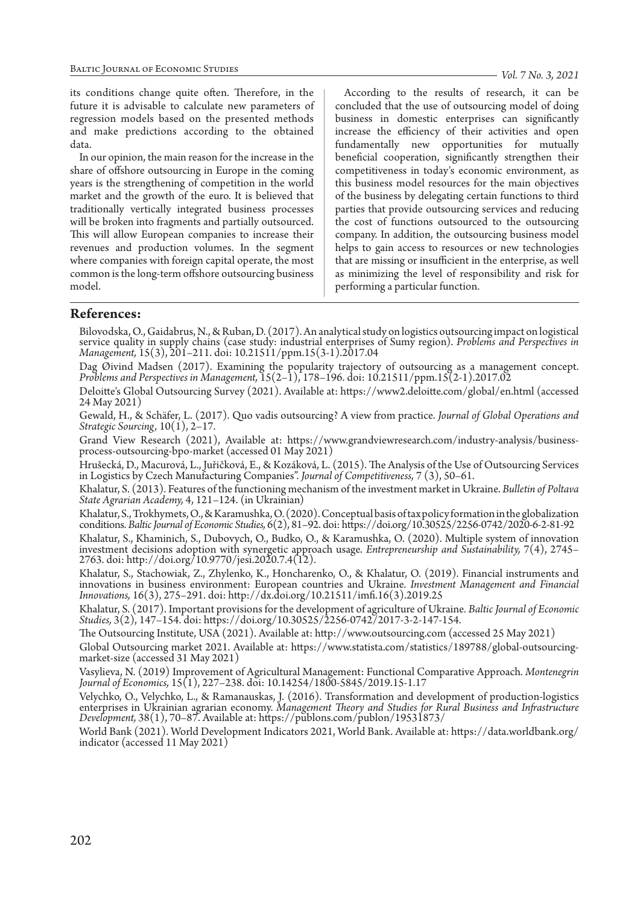its conditions change quite often. Therefore, in the future it is advisable to calculate new parameters of regression models based on the presented methods and make predictions according to the obtained data.

In our opinion, the main reason for the increase in the share of offshore outsourcing in Europe in the coming years is the strengthening of competition in the world market and the growth of the euro. It is believed that traditionally vertically integrated business processes will be broken into fragments and partially outsourced. This will allow European companies to increase their revenues and production volumes. In the segment where companies with foreign capital operate, the most common is the long-term offshore outsourcing business model.

According to the results of research, it can be concluded that the use of outsourcing model of doing business in domestic enterprises can significantly increase the efficiency of their activities and open fundamentally new opportunities for mutually beneficial cooperation, significantly strengthen their competitiveness in today's economic environment, as this business model resources for the main objectives of the business by delegating certain functions to third parties that provide outsourcing services and reducing the cost of functions outsourced to the outsourcing company. In addition, the outsourcing business model helps to gain access to resources or new technologies that are missing or insufficient in the enterprise, as well as minimizing the level of responsibility and risk for performing a particular function.

## References:

Bilovodska, O., Gaidabrus, N., & Ruban, D. (2017). An analytical study on logistics outsourcing impact on logistical service quality in supply chains (case study: industrial enterprises of Sumy region). *Problems and Perspectives in Management,* 15(3), 201–211. doi: 10.21511/ppm.15(3-1).2017.04

Dag Øivind Madsen (2017). Examining the popularity trajectory of outsourcing as a management concept. *Problems and Perspectives in Management,* 15(2–1), 178–196. doi: 10.21511/ppm.15(2-1).2017.02

Deloitte's Global Outsourcing Survey (2021). Available at: https://www2.deloitte.com/global/en.html (accessed 24 May 2021)

Gewald, H., & Schäfer, L. (2017). Quo vadis outsourcing? A view from practice. *Journal of Global Operations and Strategic Sourcing,* 10(1), 2–17.

Grand View Research (2021), Available at: https://www.grandviewresearch.com/industry-analysis/business-process-outsourcing-bpo-market (accessed 01 May 2021)

Hrušecká, D., Macurová, L., Juřičková, E., & Kozáková, L. (2015). The Analysis of the Use of Outsourcing Services in Logistics by Czech Manufacturing Companies". *Journal of Competitiveness,* 7 (3), 50–61.

Khalatur, S. (2013). Features of the functioning mechanism of the investment market in Ukraine. *Bulletin of Poltava State Agrarian Academy,* 4, 121–124. (in Ukrainian)

Khalatur, S., Trokhymets, O., & Karamushka, O. (2020). Conceptual basis of tax policy formation in the globalization conditions. *Baltic Journal of Economic Studies,* 6(2), 81–92. doi: https://doi.org/10.30525/2256-0742/2020-6-2-81-92

Khalatur, S., Khaminich, S., Dubovych, O., Budko, O., & Karamushka, O. (2020). Multiple system of innovation investment decisions adoption with synergetic approach usage. *Entrepreneurship and Sustainability,* 7(4), 2745–2763. doi: http://doi.org/10.9770/jesi.2020.7.4(12).

Khalatur, S., Stachowiak, Z., Zhylenko, K., Honcharenko, O., & Khalatur, O. (2019). Financial instruments and innovations in business environment: European countries and Ukraine. *Investment Management and Financial Innovations,* 16(3), 275–291. doi: http://dx.doi.org/10.21511/imfi.16(3).2019.25

Khalatur, S. (2017). Important provisions for the development of agriculture of Ukraine. *Baltic Journal of Economic Studies,* 3(2), 147–154. doi: https://doi.org/10.30525/2256-0742/2017-3-2-147-154.

The Outsourcing Institute, USA (2021). Available at: http://www.outsourcing.com (accessed 25 May 2021)

Global Outsourcing market 2021. Available at: https://www.statista.com/statistics/189788/global-outsourcing-market-size (accessed 31 May 2021)

Vasylieva, N. (2019) Improvement of Agricultural Management: Functional Comparative Approach. *Montenegrin Journal of Economics,* 15(1), 227–238. doi: 10.14254/1800-5845/2019.15-1.17

Velychko, O., Velychko, L., & Ramanauskas, J. (2016). Transformation and development of production-logistics enterprises in Ukrainian agrarian economy. *Management Theory and Studies for Rural Business and Infrastructure Development,* 38(1), 70–87. Available at: https://publons.com/publon/19531873/

World Bank (2021). World Development Indicators 2021, World Bank. Available at: https://data.worldbank.org/indicator (accessed 11 May 2021)